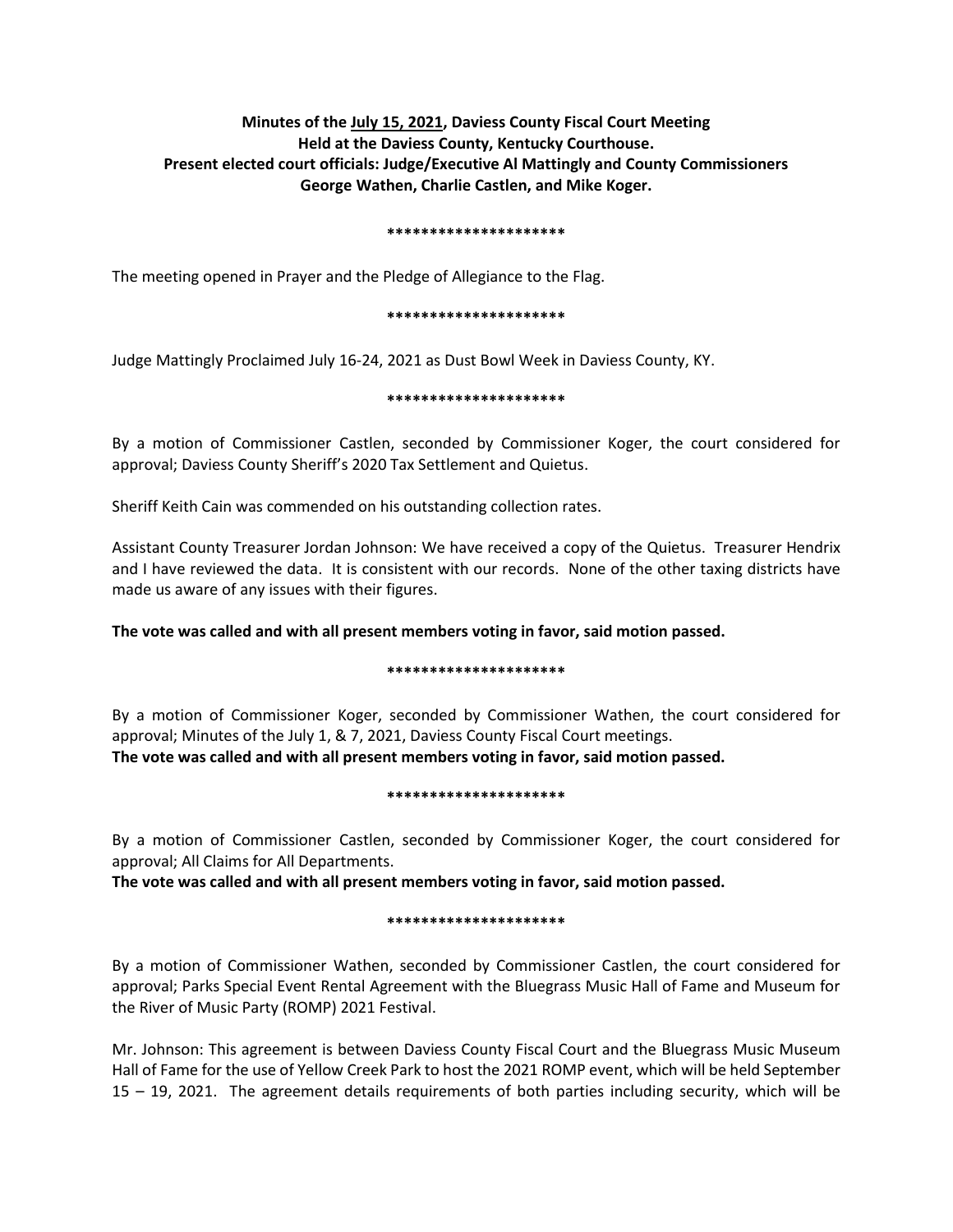**Minutes of the <u>July 15, 2021</u>, Daviess County Fiscal Court Meeting**
**Held at the Daviess County, Kentucky Courthouse.**
**Present elected court officials: Judge/Executive Al Mattingly and County Commissioners George Wathen, Charlie Castlen, and Mike Koger.**

**********************

The meeting opened in Prayer and the Pledge of Allegiance to the Flag.

**********************

Judge Mattingly Proclaimed July 16-24, 2021 as Dust Bowl Week in Daviess County, KY.

**********************

By a motion of Commissioner Castlen, seconded by Commissioner Koger, the court considered for approval; Daviess County Sheriff's 2020 Tax Settlement and Quietus.

Sheriff Keith Cain was commended on his outstanding collection rates.

Assistant County Treasurer Jordan Johnson: We have received a copy of the Quietus. Treasurer Hendrix and I have reviewed the data. It is consistent with our records. None of the other taxing districts have made us aware of any issues with their figures.

**The vote was called and with all present members voting in favor, said motion passed.**

**********************

By a motion of Commissioner Koger, seconded by Commissioner Wathen, the court considered for approval; Minutes of the July 1, & 7, 2021, Daviess County Fiscal Court meetings.
**The vote was called and with all present members voting in favor, said motion passed.**

**********************

By a motion of Commissioner Castlen, seconded by Commissioner Koger, the court considered for approval; All Claims for All Departments.
**The vote was called and with all present members voting in favor, said motion passed.**

**********************

By a motion of Commissioner Wathen, seconded by Commissioner Castlen, the court considered for approval; Parks Special Event Rental Agreement with the Bluegrass Music Hall of Fame and Museum for the River of Music Party (ROMP) 2021 Festival.

Mr. Johnson: This agreement is between Daviess County Fiscal Court and the Bluegrass Music Museum Hall of Fame for the use of Yellow Creek Park to host the 2021 ROMP event, which will be held September 15 – 19, 2021. The agreement details requirements of both parties including security, which will be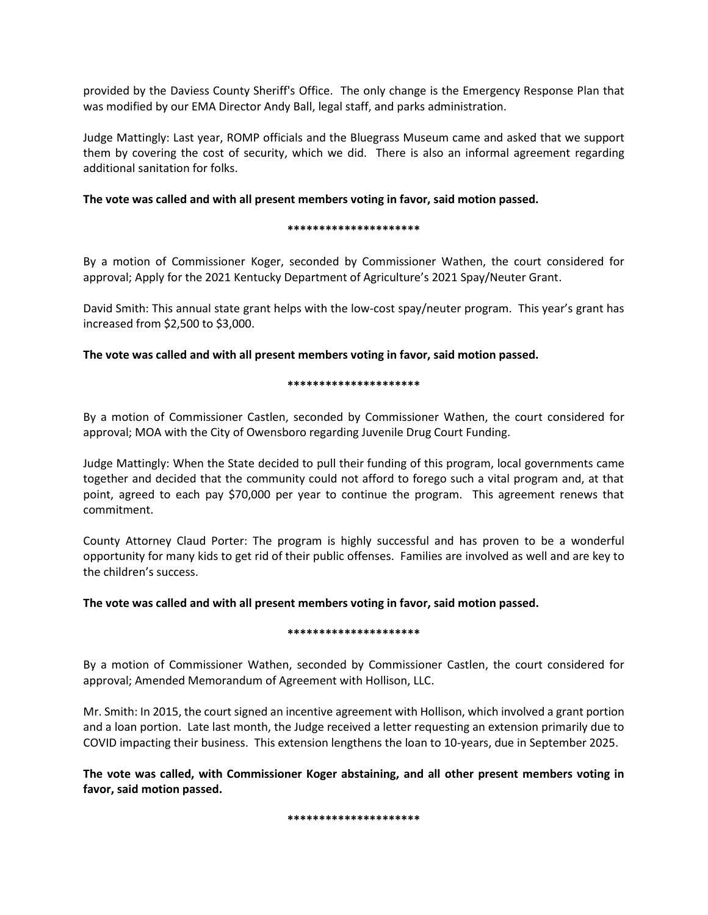provided by the Daviess County Sheriff's Office. The only change is the Emergency Response Plan that was modified by our EMA Director Andy Ball, legal staff, and parks administration.

Judge Mattingly: Last year, ROMP officials and the Bluegrass Museum came and asked that we support them by covering the cost of security, which we did. There is also an informal agreement regarding additional sanitation for folks.

**The vote was called and with all present members voting in favor, said motion passed.**

*********************

By a motion of Commissioner Koger, seconded by Commissioner Wathen, the court considered for approval; Apply for the 2021 Kentucky Department of Agriculture's 2021 Spay/Neuter Grant.

David Smith: This annual state grant helps with the low-cost spay/neuter program. This year's grant has increased from $2,500 to $3,000.

**The vote was called and with all present members voting in favor, said motion passed.**

*********************

By a motion of Commissioner Castlen, seconded by Commissioner Wathen, the court considered for approval; MOA with the City of Owensboro regarding Juvenile Drug Court Funding.

Judge Mattingly: When the State decided to pull their funding of this program, local governments came together and decided that the community could not afford to forego such a vital program and, at that point, agreed to each pay $70,000 per year to continue the program. This agreement renews that commitment.

County Attorney Claud Porter: The program is highly successful and has proven to be a wonderful opportunity for many kids to get rid of their public offenses. Families are involved as well and are key to the children's success.

**The vote was called and with all present members voting in favor, said motion passed.**

*********************

By a motion of Commissioner Wathen, seconded by Commissioner Castlen, the court considered for approval; Amended Memorandum of Agreement with Hollison, LLC.

Mr. Smith: In 2015, the court signed an incentive agreement with Hollison, which involved a grant portion and a loan portion. Late last month, the Judge received a letter requesting an extension primarily due to COVID impacting their business. This extension lengthens the loan to 10-years, due in September 2025.

**The vote was called, with Commissioner Koger abstaining, and all other present members voting in favor, said motion passed.**

*********************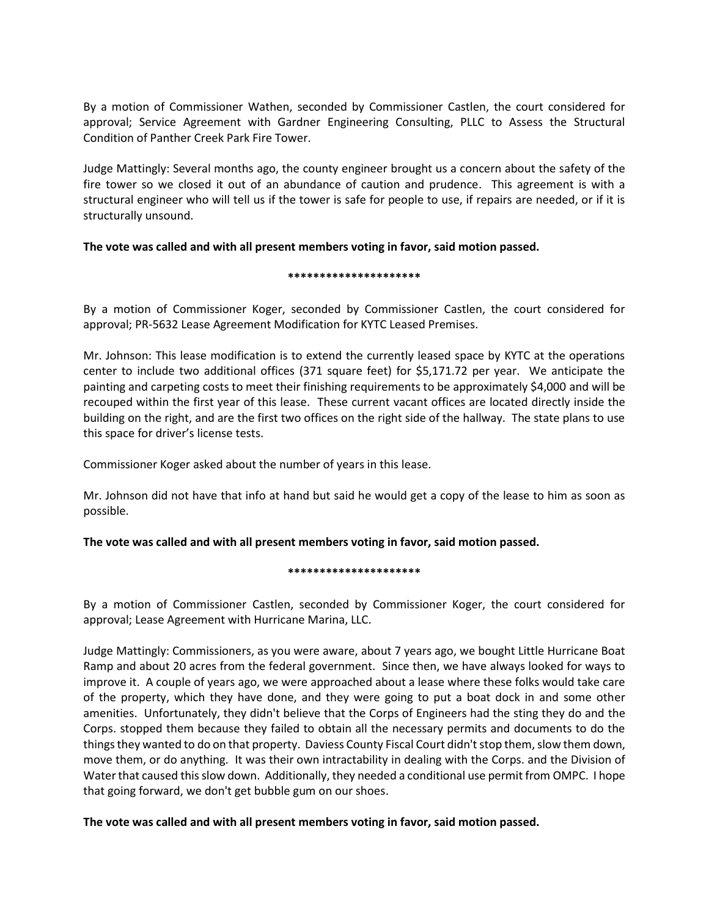By a motion of Commissioner Wathen, seconded by Commissioner Castlen, the court considered for approval; Service Agreement with Gardner Engineering Consulting, PLLC to Assess the Structural Condition of Panther Creek Park Fire Tower.

Judge Mattingly: Several months ago, the county engineer brought us a concern about the safety of the fire tower so we closed it out of an abundance of caution and prudence. This agreement is with a structural engineer who will tell us if the tower is safe for people to use, if repairs are needed, or if it is structurally unsound.

**The vote was called and with all present members voting in favor, said motion passed.**

*********************

By a motion of Commissioner Koger, seconded by Commissioner Castlen, the court considered for approval; PR-5632 Lease Agreement Modification for KYTC Leased Premises.

Mr. Johnson: This lease modification is to extend the currently leased space by KYTC at the operations center to include two additional offices (371 square feet) for $5,171.72 per year. We anticipate the painting and carpeting costs to meet their finishing requirements to be approximately $4,000 and will be recouped within the first year of this lease. These current vacant offices are located directly inside the building on the right, and are the first two offices on the right side of the hallway. The state plans to use this space for driver's license tests.

Commissioner Koger asked about the number of years in this lease.

Mr. Johnson did not have that info at hand but said he would get a copy of the lease to him as soon as possible.

**The vote was called and with all present members voting in favor, said motion passed.**

*********************

By a motion of Commissioner Castlen, seconded by Commissioner Koger, the court considered for approval; Lease Agreement with Hurricane Marina, LLC.

Judge Mattingly: Commissioners, as you were aware, about 7 years ago, we bought Little Hurricane Boat Ramp and about 20 acres from the federal government. Since then, we have always looked for ways to improve it. A couple of years ago, we were approached about a lease where these folks would take care of the property, which they have done, and they were going to put a boat dock in and some other amenities. Unfortunately, they didn't believe that the Corps of Engineers had the sting they do and the Corps. stopped them because they failed to obtain all the necessary permits and documents to do the things they wanted to do on that property. Daviess County Fiscal Court didn't stop them, slow them down, move them, or do anything. It was their own intractability in dealing with the Corps. and the Division of Water that caused this slow down. Additionally, they needed a conditional use permit from OMPC. I hope that going forward, we don't get bubble gum on our shoes.

**The vote was called and with all present members voting in favor, said motion passed.**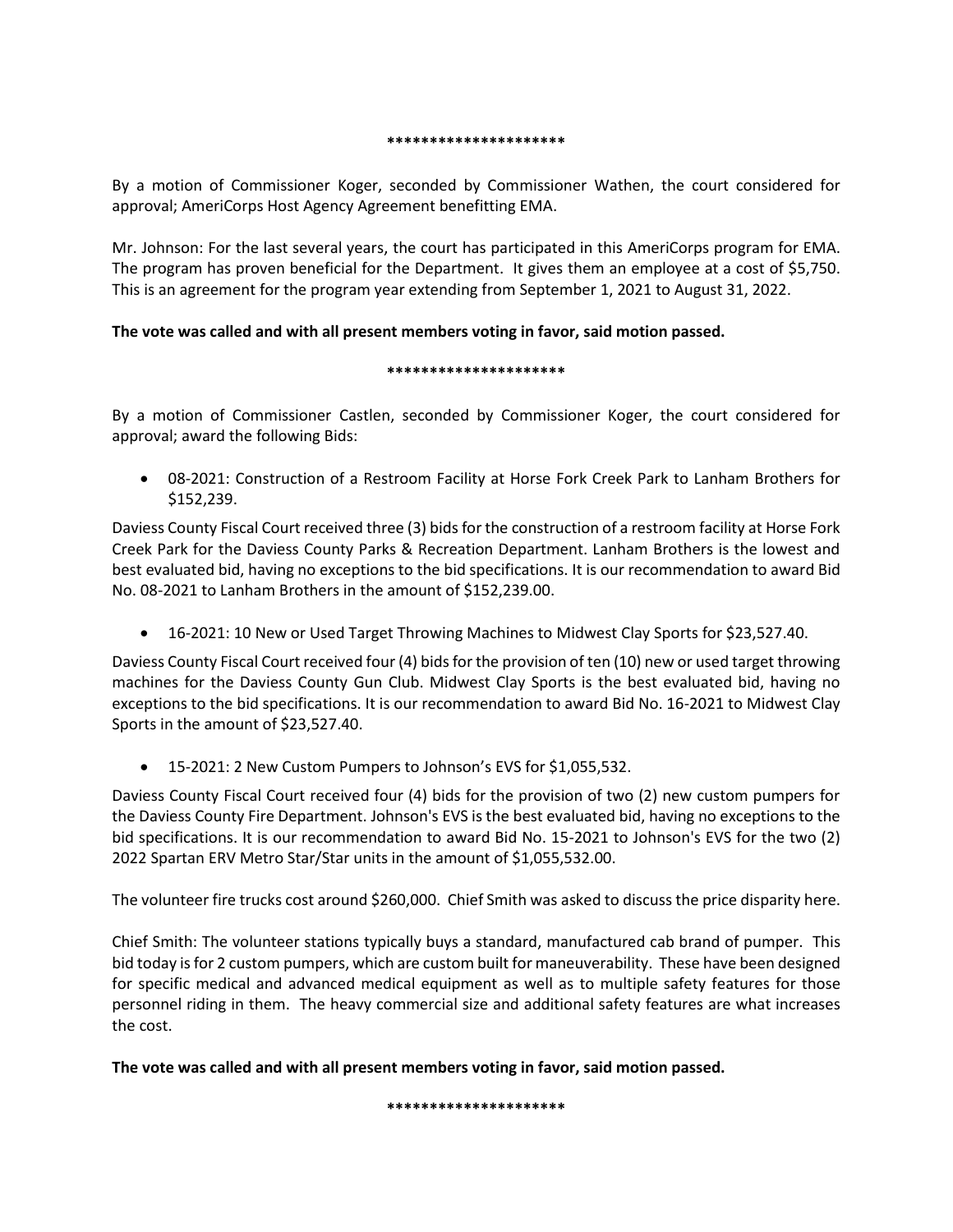*********************

By a motion of Commissioner Koger, seconded by Commissioner Wathen, the court considered for approval; AmeriCorps Host Agency Agreement benefitting EMA.

Mr. Johnson: For the last several years, the court has participated in this AmeriCorps program for EMA. The program has proven beneficial for the Department. It gives them an employee at a cost of $5,750. This is an agreement for the program year extending from September 1, 2021 to August 31, 2022.

**The vote was called and with all present members voting in favor, said motion passed.**

*********************

By a motion of Commissioner Castlen, seconded by Commissioner Koger, the court considered for approval; award the following Bids:

- 08-2021: Construction of a Restroom Facility at Horse Fork Creek Park to Lanham Brothers for $152,239.

Daviess County Fiscal Court received three (3) bids for the construction of a restroom facility at Horse Fork Creek Park for the Daviess County Parks & Recreation Department. Lanham Brothers is the lowest and best evaluated bid, having no exceptions to the bid specifications. It is our recommendation to award Bid No. 08-2021 to Lanham Brothers in the amount of $152,239.00.

- 16-2021: 10 New or Used Target Throwing Machines to Midwest Clay Sports for $23,527.40.

Daviess County Fiscal Court received four (4) bids for the provision of ten (10) new or used target throwing machines for the Daviess County Gun Club. Midwest Clay Sports is the best evaluated bid, having no exceptions to the bid specifications. It is our recommendation to award Bid No. 16-2021 to Midwest Clay Sports in the amount of $23,527.40.

- 15-2021: 2 New Custom Pumpers to Johnson's EVS for $1,055,532.

Daviess County Fiscal Court received four (4) bids for the provision of two (2) new custom pumpers for the Daviess County Fire Department. Johnson's EVS is the best evaluated bid, having no exceptions to the bid specifications. It is our recommendation to award Bid No. 15-2021 to Johnson's EVS for the two (2) 2022 Spartan ERV Metro Star/Star units in the amount of $1,055,532.00.

The volunteer fire trucks cost around $260,000. Chief Smith was asked to discuss the price disparity here.

Chief Smith: The volunteer stations typically buys a standard, manufactured cab brand of pumper. This bid today is for 2 custom pumpers, which are custom built for maneuverability. These have been designed for specific medical and advanced medical equipment as well as to multiple safety features for those personnel riding in them. The heavy commercial size and additional safety features are what increases the cost.

**The vote was called and with all present members voting in favor, said motion passed.**

*********************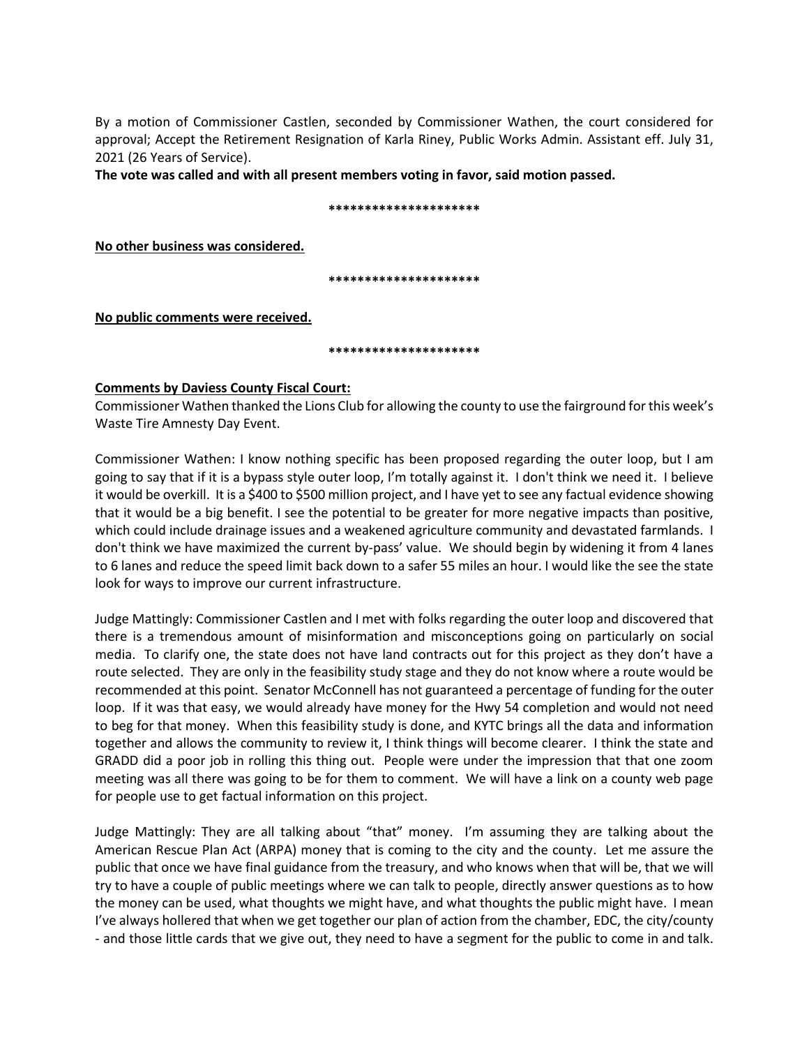By a motion of Commissioner Castlen, seconded by Commissioner Wathen, the court considered for approval; Accept the Retirement Resignation of Karla Riney, Public Works Admin. Assistant eff. July 31, 2021 (26 Years of Service).

**The vote was called and with all present members voting in favor, said motion passed.**

**********************

**No other business was considered.**

**********************

**No public comments were received.**

**********************

**Comments by Daviess County Fiscal Court:**

Commissioner Wathen thanked the Lions Club for allowing the county to use the fairground for this week's Waste Tire Amnesty Day Event.

Commissioner Wathen: I know nothing specific has been proposed regarding the outer loop, but I am going to say that if it is a bypass style outer loop, I'm totally against it. I don't think we need it. I believe it would be overkill. It is a $400 to $500 million project, and I have yet to see any factual evidence showing that it would be a big benefit. I see the potential to be greater for more negative impacts than positive, which could include drainage issues and a weakened agriculture community and devastated farmlands. I don't think we have maximized the current by-pass' value. We should begin by widening it from 4 lanes to 6 lanes and reduce the speed limit back down to a safer 55 miles an hour. I would like the see the state look for ways to improve our current infrastructure.

Judge Mattingly: Commissioner Castlen and I met with folks regarding the outer loop and discovered that there is a tremendous amount of misinformation and misconceptions going on particularly on social media. To clarify one, the state does not have land contracts out for this project as they don't have a route selected. They are only in the feasibility study stage and they do not know where a route would be recommended at this point. Senator McConnell has not guaranteed a percentage of funding for the outer loop. If it was that easy, we would already have money for the Hwy 54 completion and would not need to beg for that money. When this feasibility study is done, and KYTC brings all the data and information together and allows the community to review it, I think things will become clearer. I think the state and GRADD did a poor job in rolling this thing out. People were under the impression that that one zoom meeting was all there was going to be for them to comment. We will have a link on a county web page for people use to get factual information on this project.

Judge Mattingly: They are all talking about "that" money. I'm assuming they are talking about the American Rescue Plan Act (ARPA) money that is coming to the city and the county. Let me assure the public that once we have final guidance from the treasury, and who knows when that will be, that we will try to have a couple of public meetings where we can talk to people, directly answer questions as to how the money can be used, what thoughts we might have, and what thoughts the public might have. I mean I've always hollered that when we get together our plan of action from the chamber, EDC, the city/county - and those little cards that we give out, they need to have a segment for the public to come in and talk.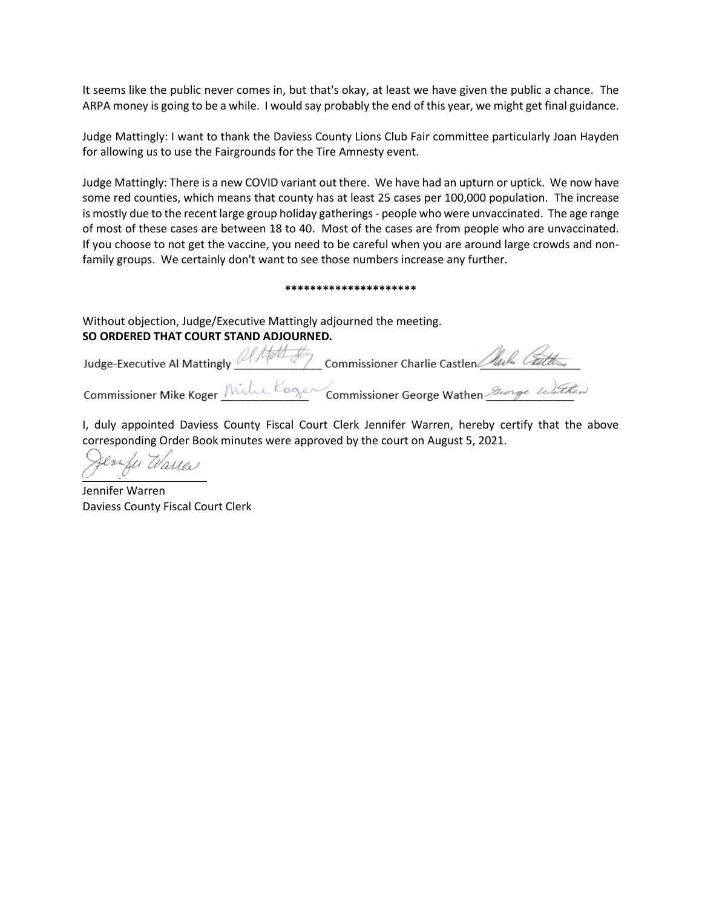It seems like the public never comes in, but that's okay, at least we have given the public a chance. The ARPA money is going to be a while. I would say probably the end of this year, we might get final guidance.

Judge Mattingly: I want to thank the Daviess County Lions Club Fair committee particularly Joan Hayden for allowing us to use the Fairgrounds for the Tire Amnesty event.

Judge Mattingly: There is a new COVID variant out there. We have had an upturn or uptick. We now have some red counties, which means that county has at least 25 cases per 100,000 population. The increase is mostly due to the recent large group holiday gatherings - people who were unvaccinated. The age range of most of these cases are between 18 to 40. Most of the cases are from people who are unvaccinated. If you choose to not get the vaccine, you need to be careful when you are around large crowds and non-family groups. We certainly don't want to see those numbers increase any further.

*********************

Without objection, Judge/Executive Mattingly adjourned the meeting.
**SO ORDERED THAT COURT STAND ADJOURNED.**

Judge-Executive Al Mattingly ______________ Commissioner Charlie Castlen ______________

Commissioner Mike Koger ______________ Commissioner George Wathen ______________

I, duly appointed Daviess County Fiscal Court Clerk Jennifer Warren, hereby certify that the above corresponding Order Book minutes were approved by the court on August 5, 2021.

______________
Jennifer Warren
Daviess County Fiscal Court Clerk